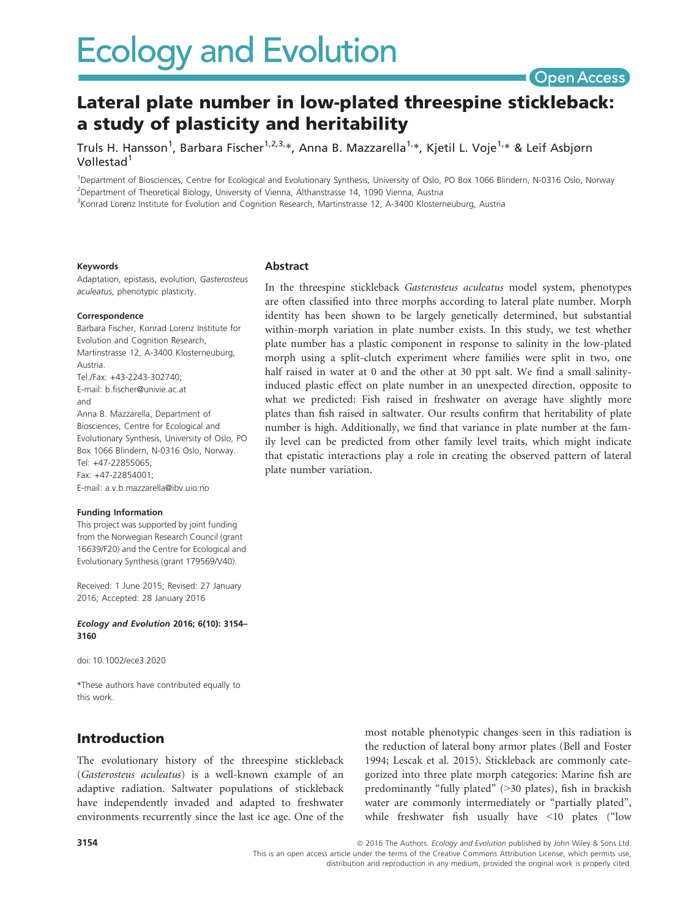# Lateral plate number in low-plated threespine stickleback: a study of plasticity and heritability

Truls H. Hansson[1], Barbara Fischer[1,2,3,*], Anna B. Mazzarella[1,*], Kjetil L. Voje[1,*] & Leif Asbjørn Vøllestad[1]

[1]Department of Biosciences, Centre for Ecological and Evolutionary Synthesis, University of Oslo, PO Box 1066 Blindern, N-0316 Oslo, Norway
[2]Department of Theoretical Biology, University of Vienna, Althanstrasse 14, 1090 Vienna, Austria
[3]Konrad Lorenz Institute for Evolution and Cognition Research, Martinstrasse 12, A-3400 Klosterneuburg, Austria

#### Keywords

Adaptation, epistasis, evolution, *Gasterosteus aculeatus*, phenotypic plasticity.

#### Correspondence

Barbara Fischer, Konrad Lorenz Institute for Evolution and Cognition Research, Martinstrasse 12, A-3400 Klosterneuburg, Austria.
Tel./Fax: +43-2243-302740;
E-mail: b.fischer@univie.ac.at
and
Anna B. Mazzarella, Department of Biosciences, Centre for Ecological and Evolutionary Synthesis, University of Oslo, PO Box 1066 Blindern, N-0316 Oslo, Norway.
Tel: +47-22855065;
Fax: +47-22854001;
E-mail: a.v.b.mazzarella@ibv.uio.no

#### Funding Information

This project was supported by joint funding from the Norwegian Research Council (grant 16639/F20) and the Centre for Ecological and Evolutionary Synthesis (grant 179569/V40).

Received: 1 June 2015; Revised: 27 January 2016; Accepted: 28 January 2016

***Ecology and Evolution* 2016; 6(10): 3154–3160**

doi: 10.1002/ece3.2020

*These authors have contributed equally to this work.

## Abstract

In the threespine stickleback *Gasterosteus aculeatus* model system, phenotypes are often classified into three morphs according to lateral plate number. Morph identity has been shown to be largely genetically determined, but substantial within-morph variation in plate number exists. In this study, we test whether plate number has a plastic component in response to salinity in the low-plated morph using a split-clutch experiment where families were split in two, one half raised in water at 0 and the other at 30 ppt salt. We find a small salinity-induced plastic effect on plate number in an unexpected direction, opposite to what we predicted: Fish raised in freshwater on average have slightly more plates than fish raised in saltwater. Our results confirm that heritability of plate number is high. Additionally, we find that variance in plate number at the family level can be predicted from other family level traits, which might indicate that epistatic interactions play a role in creating the observed pattern of lateral plate number variation.

## Introduction

The evolutionary history of the threespine stickleback (*Gasterosteus aculeatus*) is a well-known example of an adaptive radiation. Saltwater populations of stickleback have independently invaded and adapted to freshwater environments recurrently since the last ice age. One of the most notable phenotypic changes seen in this radiation is the reduction of lateral bony armor plates (Bell and Foster 1994; Lescak et al. 2015). Stickleback are commonly categorized into three plate morph categories: Marine fish are predominantly "fully plated" (>30 plates), fish in brackish water are commonly intermediately or "partially plated", while freshwater fish usually have <10 plates ("low

© 2016 The Authors. *Ecology and Evolution* published by John Wiley & Sons Ltd.
This is an open access article under the terms of the Creative Commons Attribution License, which permits use, distribution and reproduction in any medium, provided the original work is properly cited.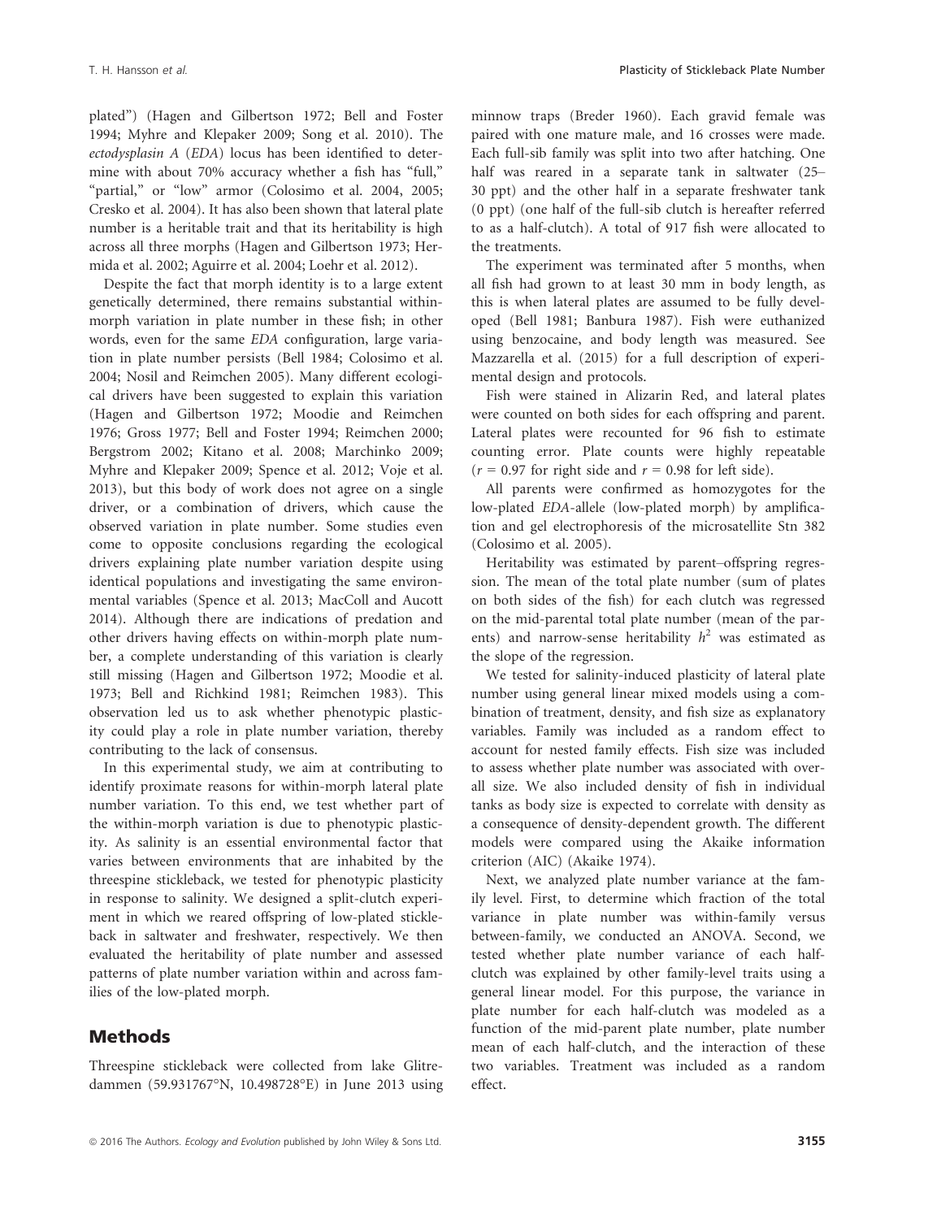plated") (Hagen and Gilbertson 1972; Bell and Foster 1994; Myhre and Klepaker 2009; Song et al. 2010). The *ectodysplasin A* (*EDA*) locus has been identified to determine with about 70% accuracy whether a fish has "full," "partial," or "low" armor (Colosimo et al. 2004, 2005; Cresko et al. 2004). It has also been shown that lateral plate number is a heritable trait and that its heritability is high across all three morphs (Hagen and Gilbertson 1973; Hermida et al. 2002; Aguirre et al. 2004; Loehr et al. 2012).

Despite the fact that morph identity is to a large extent genetically determined, there remains substantial within-morph variation in plate number in these fish; in other words, even for the same *EDA* configuration, large variation in plate number persists (Bell 1984; Colosimo et al. 2004; Nosil and Reimchen 2005). Many different ecological drivers have been suggested to explain this variation (Hagen and Gilbertson 1972; Moodie and Reimchen 1976; Gross 1977; Bell and Foster 1994; Reimchen 2000; Bergstrom 2002; Kitano et al. 2008; Marchinko 2009; Myhre and Klepaker 2009; Spence et al. 2012; Voje et al. 2013), but this body of work does not agree on a single driver, or a combination of drivers, which cause the observed variation in plate number. Some studies even come to opposite conclusions regarding the ecological drivers explaining plate number variation despite using identical populations and investigating the same environmental variables (Spence et al. 2013; MacColl and Aucott 2014). Although there are indications of predation and other drivers having effects on within-morph plate number, a complete understanding of this variation is clearly still missing (Hagen and Gilbertson 1972; Moodie et al. 1973; Bell and Richkind 1981; Reimchen 1983). This observation led us to ask whether phenotypic plasticity could play a role in plate number variation, thereby contributing to the lack of consensus.

In this experimental study, we aim at contributing to identify proximate reasons for within-morph lateral plate number variation. To this end, we test whether part of the within-morph variation is due to phenotypic plasticity. As salinity is an essential environmental factor that varies between environments that are inhabited by the threespine stickleback, we tested for phenotypic plasticity in response to salinity. We designed a split-clutch experiment in which we reared offspring of low-plated stickleback in saltwater and freshwater, respectively. We then evaluated the heritability of plate number and assessed patterns of plate number variation within and across families of the low-plated morph.

## Methods

Threespine stickleback were collected from lake Glitredammen (59.931767°N, 10.498728°E) in June 2013 using minnow traps (Breder 1960). Each gravid female was paired with one mature male, and 16 crosses were made. Each full-sib family was split into two after hatching. One half was reared in a separate tank in saltwater (25–30 ppt) and the other half in a separate freshwater tank (0 ppt) (one half of the full-sib clutch is hereafter referred to as a half-clutch). A total of 917 fish were allocated to the treatments.

The experiment was terminated after 5 months, when all fish had grown to at least 30 mm in body length, as this is when lateral plates are assumed to be fully developed (Bell 1981; Banbura 1987). Fish were euthanized using benzocaine, and body length was measured. See Mazzarella et al. (2015) for a full description of experimental design and protocols.

Fish were stained in Alizarin Red, and lateral plates were counted on both sides for each offspring and parent. Lateral plates were recounted for 96 fish to estimate counting error. Plate counts were highly repeatable ($r = 0.97$ for right side and $r = 0.98$ for left side).

All parents were confirmed as homozygotes for the low-plated *EDA*-allele (low-plated morph) by amplification and gel electrophoresis of the microsatellite Stn 382 (Colosimo et al. 2005).

Heritability was estimated by parent–offspring regression. The mean of the total plate number (sum of plates on both sides of the fish) for each clutch was regressed on the mid-parental total plate number (mean of the parents) and narrow-sense heritability $h^2$ was estimated as the slope of the regression.

We tested for salinity-induced plasticity of lateral plate number using general linear mixed models using a combination of treatment, density, and fish size as explanatory variables. Family was included as a random effect to account for nested family effects. Fish size was included to assess whether plate number was associated with overall size. We also included density of fish in individual tanks as body size is expected to correlate with density as a consequence of density-dependent growth. The different models were compared using the Akaike information criterion (AIC) (Akaike 1974).

Next, we analyzed plate number variance at the family level. First, to determine which fraction of the total variance in plate number was within-family versus between-family, we conducted an ANOVA. Second, we tested whether plate number variance of each half-clutch was explained by other family-level traits using a general linear model. For this purpose, the variance in plate number for each half-clutch was modeled as a function of the mid-parent plate number, plate number mean of each half-clutch, and the interaction of these two variables. Treatment was included as a random effect.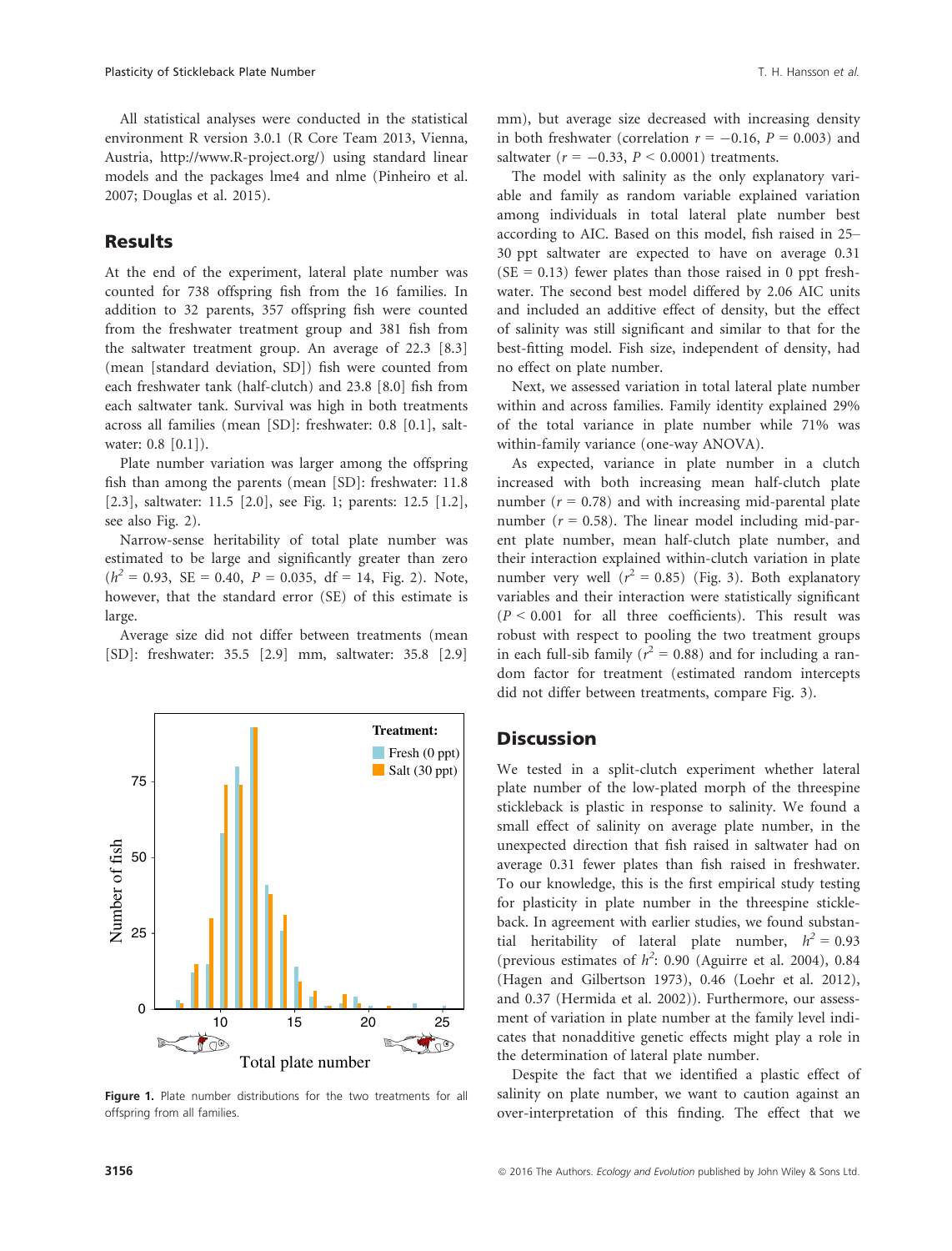All statistical analyses were conducted in the statistical environment R version 3.0.1 (R Core Team 2013, Vienna, Austria, http://www.R-project.org/) using standard linear models and the packages lme4 and nlme (Pinheiro et al. 2007; Douglas et al. 2015).

## Results

At the end of the experiment, lateral plate number was counted for 738 offspring fish from the 16 families. In addition to 32 parents, 357 offspring fish were counted from the freshwater treatment group and 381 fish from the saltwater treatment group. An average of 22.3 [8.3] (mean [standard deviation, SD]) fish were counted from each freshwater tank (half-clutch) and 23.8 [8.0] fish from each saltwater tank. Survival was high in both treatments across all families (mean [SD]: freshwater: 0.8 [0.1], saltwater: 0.8 [0.1]).

Plate number variation was larger among the offspring fish than among the parents (mean [SD]: freshwater: 11.8 [2.3], saltwater: 11.5 [2.0], see Fig. 1; parents: 12.5 [1.2], see also Fig. 2).

Narrow-sense heritability of total plate number was estimated to be large and significantly greater than zero ($h^2 = 0.93$, SE = 0.40, $P = 0.035$, df = 14, Fig. 2). Note, however, that the standard error (SE) of this estimate is large.

Average size did not differ between treatments (mean [SD]: freshwater: 35.5 [2.9] mm, saltwater: 35.8 [2.9] mm), but average size decreased with increasing density in both freshwater (correlation $r = -0.16$, $P = 0.003$) and saltwater ($r = -0.33$, $P < 0.0001$) treatments.

The model with salinity as the only explanatory variable and family as random variable explained variation among individuals in total lateral plate number best according to AIC. Based on this model, fish raised in 25–30 ppt saltwater are expected to have on average 0.31 (SE = 0.13) fewer plates than those raised in 0 ppt freshwater. The second best model differed by 2.06 AIC units and included an additive effect of density, but the effect of salinity was still significant and similar to that for the best-fitting model. Fish size, independent of density, had no effect on plate number.

Next, we assessed variation in total lateral plate number within and across families. Family identity explained 29% of the total variance in plate number while 71% was within-family variance (one-way ANOVA).

As expected, variance in plate number in a clutch increased with both increasing mean half-clutch plate number ($r = 0.78$) and with increasing mid-parental plate number ($r = 0.58$). The linear model including mid-parent plate number, mean half-clutch plate number, and their interaction explained within-clutch variation in plate number very well ($r^2 = 0.85$) (Fig. 3). Both explanatory variables and their interaction were statistically significant ($P < 0.001$ for all three coefficients). This result was robust with respect to pooling the two treatment groups in each full-sib family ($r^2 = 0.88$) and for including a random factor for treatment (estimated random intercepts did not differ between treatments, compare Fig. 3).

**Figure 1.** Plate number distributions for the two treatments for all offspring from all families.

## Discussion

We tested in a split-clutch experiment whether lateral plate number of the low-plated morph of the threespine stickleback is plastic in response to salinity. We found a small effect of salinity on average plate number, in the unexpected direction that fish raised in saltwater had on average 0.31 fewer plates than fish raised in freshwater. To our knowledge, this is the first empirical study testing for plasticity in plate number in the threespine stickleback. In agreement with earlier studies, we found substantial heritability of lateral plate number, $h^2 = 0.93$ (previous estimates of $h^2$: 0.90 (Aguirre et al. 2004), 0.84 (Hagen and Gilbertson 1973), 0.46 (Loehr et al. 2012), and 0.37 (Hermida et al. 2002)). Furthermore, our assessment of variation in plate number at the family level indicates that nonadditive genetic effects might play a role in the determination of lateral plate number.

Despite the fact that we identified a plastic effect of salinity on plate number, we want to caution against an over-interpretation of this finding. The effect that we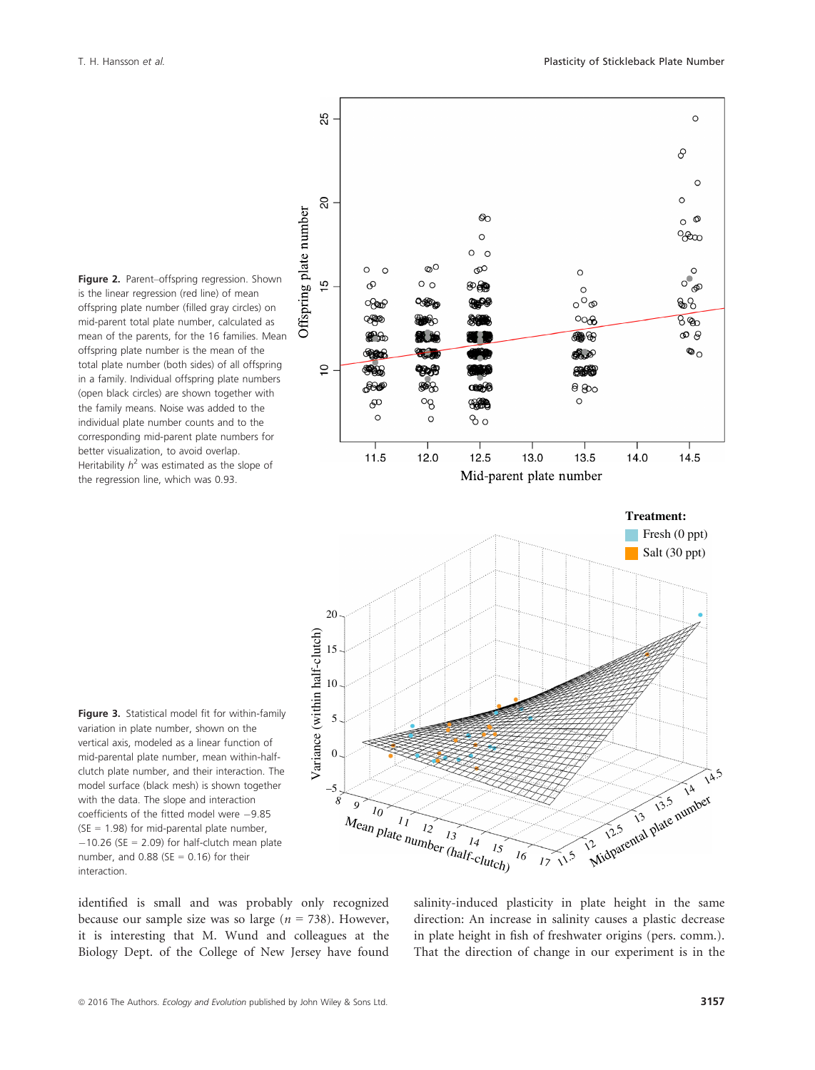**Figure 2.** Parent–offspring regression. Shown is the linear regression (red line) of mean offspring plate number (filled gray circles) on mid-parent total plate number, calculated as mean of the parents, for the 16 families. Mean offspring plate number is the mean of the total plate number (both sides) of all offspring in a family. Individual offspring plate numbers (open black circles) are shown together with the family means. Noise was added to the individual plate number counts and to the corresponding mid-parent plate numbers for better visualization, to avoid overlap. Heritability $h^2$ was estimated as the slope of the regression line, which was 0.93.

**Figure 3.** Statistical model fit for within-family variation in plate number, shown on the vertical axis, modeled as a linear function of mid-parental plate number, mean within-half-clutch plate number, and their interaction. The model surface (black mesh) is shown together with the data. The slope and interaction coefficients of the fitted model were −9.85 (SE = 1.98) for mid-parental plate number, −10.26 (SE = 2.09) for half-clutch mean plate number, and 0.88 (SE = 0.16) for their interaction.

identified is small and was probably only recognized because our sample size was so large ($n$ = 738). However, it is interesting that M. Wund and colleagues at the Biology Dept. of the College of New Jersey have found salinity-induced plasticity in plate height in the same direction: An increase in salinity causes a plastic decrease in plate height in fish of freshwater origins (pers. comm.). That the direction of change in our experiment is in the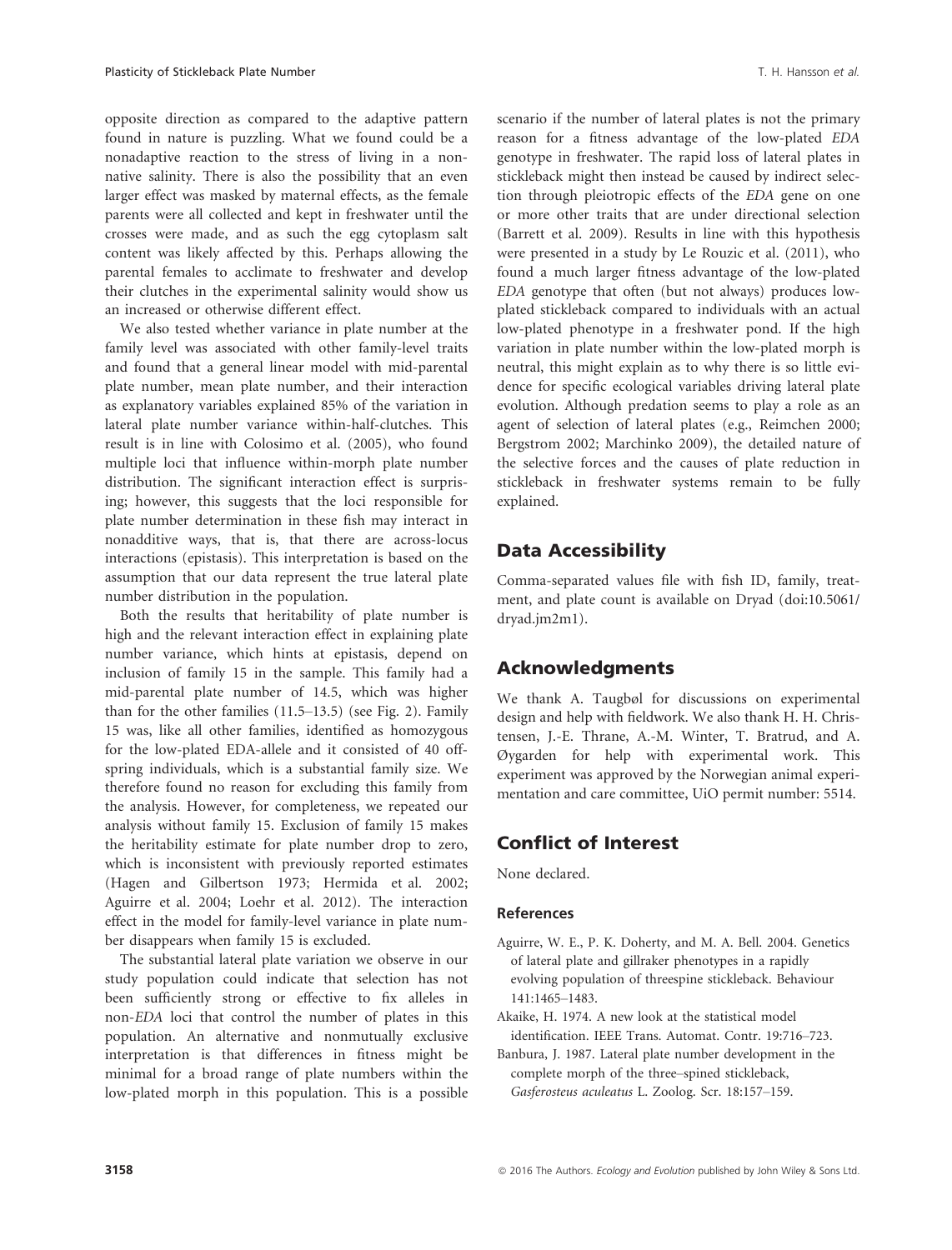opposite direction as compared to the adaptive pattern found in nature is puzzling. What we found could be a nonadaptive reaction to the stress of living in a nonnative salinity. There is also the possibility that an even larger effect was masked by maternal effects, as the female parents were all collected and kept in freshwater until the crosses were made, and as such the egg cytoplasm salt content was likely affected by this. Perhaps allowing the parental females to acclimate to freshwater and develop their clutches in the experimental salinity would show us an increased or otherwise different effect.

We also tested whether variance in plate number at the family level was associated with other family-level traits and found that a general linear model with mid-parental plate number, mean plate number, and their interaction as explanatory variables explained 85% of the variation in lateral plate number variance within-half-clutches. This result is in line with Colosimo et al. (2005), who found multiple loci that influence within-morph plate number distribution. The significant interaction effect is surprising; however, this suggests that the loci responsible for plate number determination in these fish may interact in nonadditive ways, that is, that there are across-locus interactions (epistasis). This interpretation is based on the assumption that our data represent the true lateral plate number distribution in the population.

Both the results that heritability of plate number is high and the relevant interaction effect in explaining plate number variance, which hints at epistasis, depend on inclusion of family 15 in the sample. This family had a mid-parental plate number of 14.5, which was higher than for the other families (11.5–13.5) (see Fig. 2). Family 15 was, like all other families, identified as homozygous for the low-plated EDA-allele and it consisted of 40 offspring individuals, which is a substantial family size. We therefore found no reason for excluding this family from the analysis. However, for completeness, we repeated our analysis without family 15. Exclusion of family 15 makes the heritability estimate for plate number drop to zero, which is inconsistent with previously reported estimates (Hagen and Gilbertson 1973; Hermida et al. 2002; Aguirre et al. 2004; Loehr et al. 2012). The interaction effect in the model for family-level variance in plate number disappears when family 15 is excluded.

The substantial lateral plate variation we observe in our study population could indicate that selection has not been sufficiently strong or effective to fix alleles in non-*EDA* loci that control the number of plates in this population. An alternative and nonmutually exclusive interpretation is that differences in fitness might be minimal for a broad range of plate numbers within the low-plated morph in this population. This is a possible scenario if the number of lateral plates is not the primary reason for a fitness advantage of the low-plated *EDA* genotype in freshwater. The rapid loss of lateral plates in stickleback might then instead be caused by indirect selection through pleiotropic effects of the *EDA* gene on one or more other traits that are under directional selection (Barrett et al. 2009). Results in line with this hypothesis were presented in a study by Le Rouzic et al. (2011), who found a much larger fitness advantage of the low-plated *EDA* genotype that often (but not always) produces low-plated stickleback compared to individuals with an actual low-plated phenotype in a freshwater pond. If the high variation in plate number within the low-plated morph is neutral, this might explain as to why there is so little evidence for specific ecological variables driving lateral plate evolution. Although predation seems to play a role as an agent of selection of lateral plates (e.g., Reimchen 2000; Bergstrom 2002; Marchinko 2009), the detailed nature of the selective forces and the causes of plate reduction in stickleback in freshwater systems remain to be fully explained.

## Data Accessibility

Comma-separated values file with fish ID, family, treatment, and plate count is available on Dryad (doi:10.5061/dryad.jm2m1).

## Acknowledgments

We thank A. Taugbøl for discussions on experimental design and help with fieldwork. We also thank H. H. Christensen, J.-E. Thrane, A.-M. Winter, T. Bratrud, and A. Øygarden for help with experimental work. This experiment was approved by the Norwegian animal experimentation and care committee, UiO permit number: 5514.

## Conflict of Interest

None declared.

### References

Aguirre, W. E., P. K. Doherty, and M. A. Bell. 2004. Genetics of lateral plate and gillraker phenotypes in a rapidly evolving population of threespine stickleback. Behaviour 141:1465–1483.

Akaike, H. 1974. A new look at the statistical model identification. IEEE Trans. Automat. Contr. 19:716–723.

Banbura, J. 1987. Lateral plate number development in the complete morph of the three–spined stickleback, *Gasferosteus aculeatus* L. Zoolog. Scr. 18:157–159.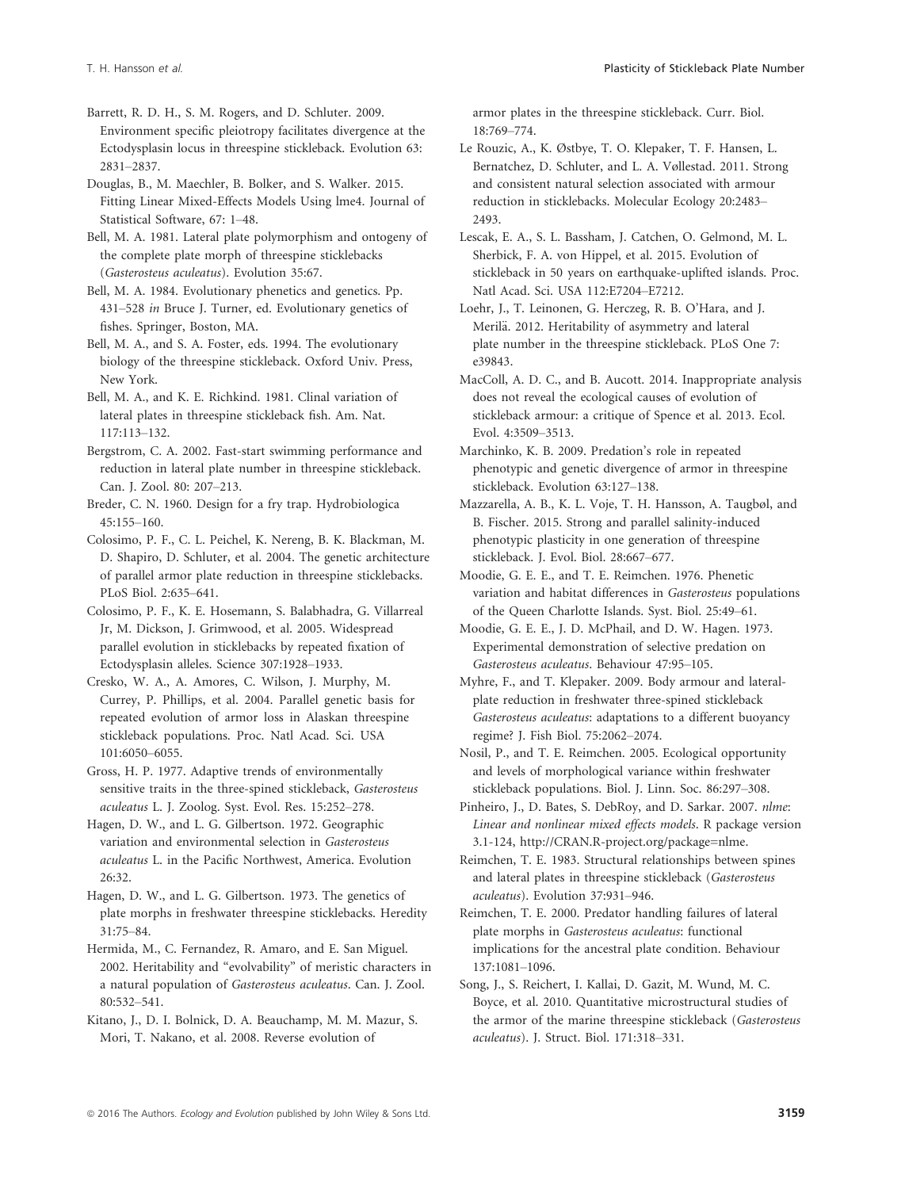Barrett, R. D. H., S. M. Rogers, and D. Schluter. 2009. Environment specific pleiotropy facilitates divergence at the Ectodysplasin locus in threespine stickleback. Evolution 63: 2831–2837.

Douglas, B., M. Maechler, B. Bolker, and S. Walker. 2015. Fitting Linear Mixed-Effects Models Using lme4. Journal of Statistical Software, 67: 1–48.

Bell, M. A. 1981. Lateral plate polymorphism and ontogeny of the complete plate morph of threespine sticklebacks (*Gasterosteus aculeatus*). Evolution 35:67.

Bell, M. A. 1984. Evolutionary phenetics and genetics. Pp. 431–528 *in* Bruce J. Turner, ed. Evolutionary genetics of fishes. Springer, Boston, MA.

Bell, M. A., and S. A. Foster, eds. 1994. The evolutionary biology of the threespine stickleback. Oxford Univ. Press, New York.

Bell, M. A., and K. E. Richkind. 1981. Clinal variation of lateral plates in threespine stickleback fish. Am. Nat. 117:113–132.

Bergstrom, C. A. 2002. Fast-start swimming performance and reduction in lateral plate number in threespine stickleback. Can. J. Zool. 80: 207–213.

Breder, C. N. 1960. Design for a fry trap. Hydrobiologica 45:155–160.

Colosimo, P. F., C. L. Peichel, K. Nereng, B. K. Blackman, M. D. Shapiro, D. Schluter, et al. 2004. The genetic architecture of parallel armor plate reduction in threespine sticklebacks. PLoS Biol. 2:635–641.

Colosimo, P. F., K. E. Hosemann, S. Balabhadra, G. Villarreal Jr, M. Dickson, J. Grimwood, et al. 2005. Widespread parallel evolution in sticklebacks by repeated fixation of Ectodysplasin alleles. Science 307:1928–1933.

Cresko, W. A., A. Amores, C. Wilson, J. Murphy, M. Currey, P. Phillips, et al. 2004. Parallel genetic basis for repeated evolution of armor loss in Alaskan threespine stickleback populations. Proc. Natl Acad. Sci. USA 101:6050–6055.

Gross, H. P. 1977. Adaptive trends of environmentally sensitive traits in the three-spined stickleback, *Gasterosteus aculeatus* L. J. Zoolog. Syst. Evol. Res. 15:252–278.

Hagen, D. W., and L. G. Gilbertson. 1972. Geographic variation and environmental selection in *Gasterosteus aculeatus* L. in the Pacific Northwest, America. Evolution 26:32.

Hagen, D. W., and L. G. Gilbertson. 1973. The genetics of plate morphs in freshwater threespine sticklebacks. Heredity 31:75–84.

Hermida, M., C. Fernandez, R. Amaro, and E. San Miguel. 2002. Heritability and "evolvability" of meristic characters in a natural population of *Gasterosteus aculeatus*. Can. J. Zool. 80:532–541.

Kitano, J., D. I. Bolnick, D. A. Beauchamp, M. M. Mazur, S. Mori, T. Nakano, et al. 2008. Reverse evolution of armor plates in the threespine stickleback. Curr. Biol. 18:769–774.

Le Rouzic, A., K. Østbye, T. O. Klepaker, T. F. Hansen, L. Bernatchez, D. Schluter, and L. A. Vøllestad. 2011. Strong and consistent natural selection associated with armour reduction in sticklebacks. Molecular Ecology 20:2483–2493.

Lescak, E. A., S. L. Bassham, J. Catchen, O. Gelmond, M. L. Sherbick, F. A. von Hippel, et al. 2015. Evolution of stickleback in 50 years on earthquake-uplifted islands. Proc. Natl Acad. Sci. USA 112:E7204–E7212.

Loehr, J., T. Leinonen, G. Herczeg, R. B. O'Hara, and J. Merilä. 2012. Heritability of asymmetry and lateral plate number in the threespine stickleback. PLoS One 7: e39843.

MacColl, A. D. C., and B. Aucott. 2014. Inappropriate analysis does not reveal the ecological causes of evolution of stickleback armour: a critique of Spence et al. 2013. Ecol. Evol. 4:3509–3513.

Marchinko, K. B. 2009. Predation's role in repeated phenotypic and genetic divergence of armor in threespine stickleback. Evolution 63:127–138.

Mazzarella, A. B., K. L. Voje, T. H. Hansson, A. Taugbøl, and B. Fischer. 2015. Strong and parallel salinity-induced phenotypic plasticity in one generation of threespine stickleback. J. Evol. Biol. 28:667–677.

Moodie, G. E. E., and T. E. Reimchen. 1976. Phenetic variation and habitat differences in *Gasterosteus* populations of the Queen Charlotte Islands. Syst. Biol. 25:49–61.

Moodie, G. E. E., J. D. McPhail, and D. W. Hagen. 1973. Experimental demonstration of selective predation on *Gasterosteus aculeatus*. Behaviour 47:95–105.

Myhre, F., and T. Klepaker. 2009. Body armour and lateral-plate reduction in freshwater three-spined stickleback *Gasterosteus aculeatus*: adaptations to a different buoyancy regime? J. Fish Biol. 75:2062–2074.

Nosil, P., and T. E. Reimchen. 2005. Ecological opportunity and levels of morphological variance within freshwater stickleback populations. Biol. J. Linn. Soc. 86:297–308.

Pinheiro, J., D. Bates, S. DebRoy, and D. Sarkar. 2007. *nlme: Linear and nonlinear mixed effects models*. R package version 3.1-124, http://CRAN.R-project.org/package=nlme.

Reimchen, T. E. 1983. Structural relationships between spines and lateral plates in threespine stickleback (*Gasterosteus aculeatus*). Evolution 37:931–946.

Reimchen, T. E. 2000. Predator handling failures of lateral plate morphs in *Gasterosteus aculeatus*: functional implications for the ancestral plate condition. Behaviour 137:1081–1096.

Song, J., S. Reichert, I. Kallai, D. Gazit, M. Wund, M. C. Boyce, et al. 2010. Quantitative microstructural studies of the armor of the marine threespine stickleback (*Gasterosteus aculeatus*). J. Struct. Biol. 171:318–331.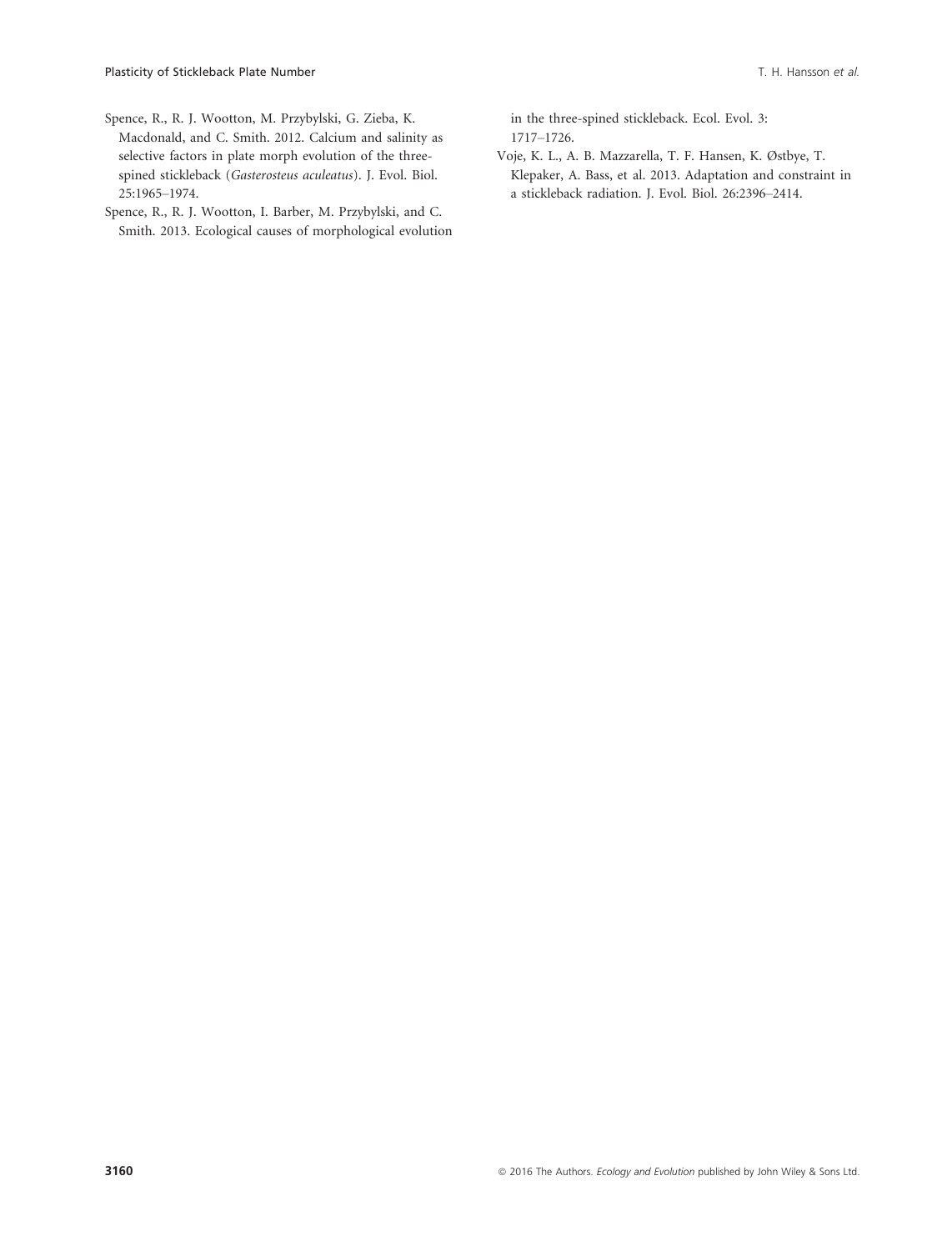Spence, R., R. J. Wootton, M. Przybylski, G. Zieba, K. Macdonald, and C. Smith. 2012. Calcium and salinity as selective factors in plate morph evolution of the three-spined stickleback (*Gasterosteus aculeatus*). J. Evol. Biol. 25:1965–1974.

Spence, R., R. J. Wootton, I. Barber, M. Przybylski, and C. Smith. 2013. Ecological causes of morphological evolution in the three-spined stickleback. Ecol. Evol. 3: 1717–1726.

Voje, K. L., A. B. Mazzarella, T. F. Hansen, K. Østbye, T. Klepaker, A. Bass, et al. 2013. Adaptation and constraint in a stickleback radiation. J. Evol. Biol. 26:2396–2414.